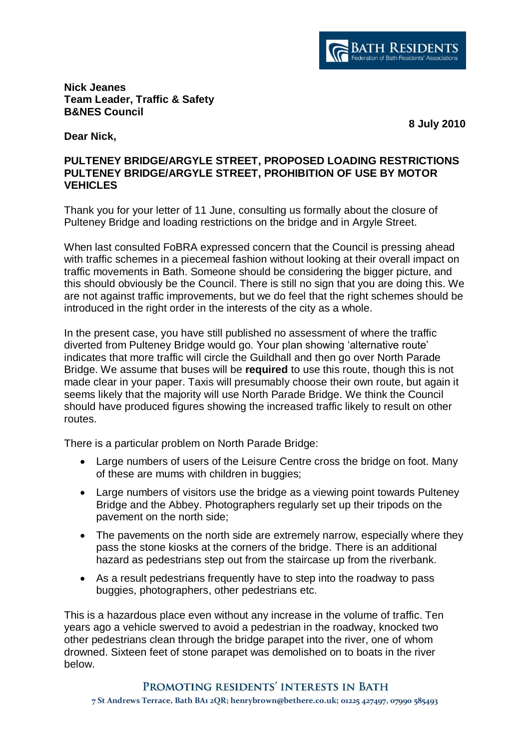BATH RESIDENTS
Federation of Bath Residents' Associations

**Nick Jeanes**
**Team Leader, Traffic & Safety**
**B&NES Council**

**8 July 2010**

**Dear Nick,**

**PULTENEY BRIDGE/ARGYLE STREET, PROPOSED LOADING RESTRICTIONS**
**PULTENEY BRIDGE/ARGYLE STREET, PROHIBITION OF USE BY MOTOR VEHICLES**

Thank you for your letter of 11 June, consulting us formally about the closure of Pulteney Bridge and loading restrictions on the bridge and in Argyle Street.

When last consulted FoBRA expressed concern that the Council is pressing ahead with traffic schemes in a piecemeal fashion without looking at their overall impact on traffic movements in Bath. Someone should be considering the bigger picture, and this should obviously be the Council. There is still no sign that you are doing this. We are not against traffic improvements, but we do feel that the right schemes should be introduced in the right order in the interests of the city as a whole.

In the present case, you have still published no assessment of where the traffic diverted from Pulteney Bridge would go. Your plan showing 'alternative route' indicates that more traffic will circle the Guildhall and then go over North Parade Bridge. We assume that buses will be **required** to use this route, though this is not made clear in your paper. Taxis will presumably choose their own route, but again it seems likely that the majority will use North Parade Bridge. We think the Council should have produced figures showing the increased traffic likely to result on other routes.

There is a particular problem on North Parade Bridge:

- Large numbers of users of the Leisure Centre cross the bridge on foot. Many of these are mums with children in buggies;
- Large numbers of visitors use the bridge as a viewing point towards Pulteney Bridge and the Abbey. Photographers regularly set up their tripods on the pavement on the north side;
- The pavements on the north side are extremely narrow, especially where they pass the stone kiosks at the corners of the bridge. There is an additional hazard as pedestrians step out from the staircase up from the riverbank.
- As a result pedestrians frequently have to step into the roadway to pass buggies, photographers, other pedestrians etc.

This is a hazardous place even without any increase in the volume of traffic. Ten years ago a vehicle swerved to avoid a pedestrian in the roadway, knocked two other pedestrians clean through the bridge parapet into the river, one of whom drowned. Sixteen feet of stone parapet was demolished on to boats in the river below.

PROMOTING RESIDENTS' INTERESTS IN BATH
7 St Andrews Terrace, Bath BA1 2QR; henrybrown@bethere.co.uk; 01225 427497, 07990 585493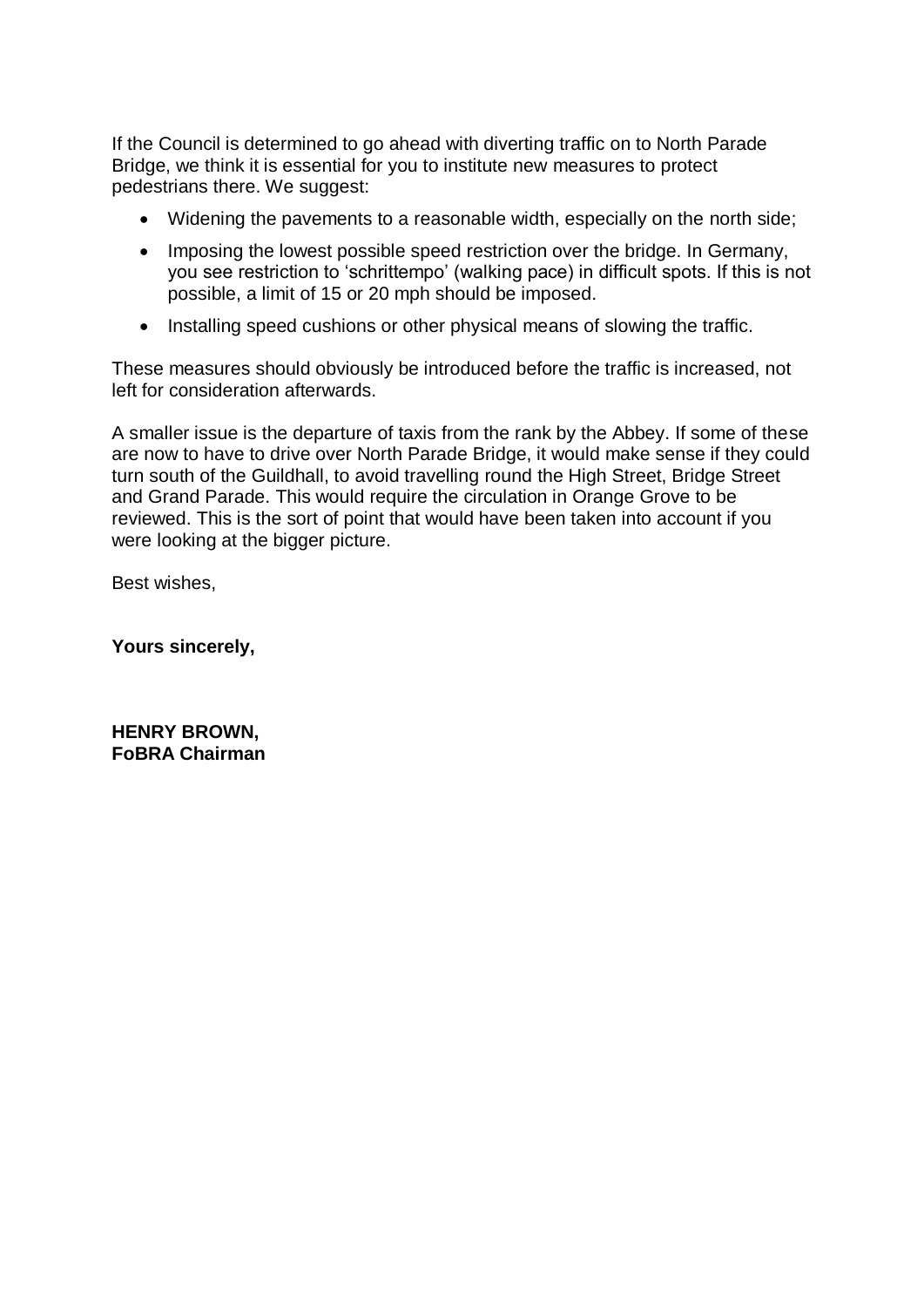If the Council is determined to go ahead with diverting traffic on to North Parade Bridge, we think it is essential for you to institute new measures to protect pedestrians there. We suggest:

- Widening the pavements to a reasonable width, especially on the north side;
- Imposing the lowest possible speed restriction over the bridge. In Germany, you see restriction to 'schrittempo' (walking pace) in difficult spots. If this is not possible, a limit of 15 or 20 mph should be imposed.
- Installing speed cushions or other physical means of slowing the traffic.

These measures should obviously be introduced before the traffic is increased, not left for consideration afterwards.

A smaller issue is the departure of taxis from the rank by the Abbey. If some of these are now to have to drive over North Parade Bridge, it would make sense if they could turn south of the Guildhall, to avoid travelling round the High Street, Bridge Street and Grand Parade. This would require the circulation in Orange Grove to be reviewed. This is the sort of point that would have been taken into account if you were looking at the bigger picture.

Best wishes,

**Yours sincerely,**

**HENRY BROWN,**
**FoBRA Chairman**